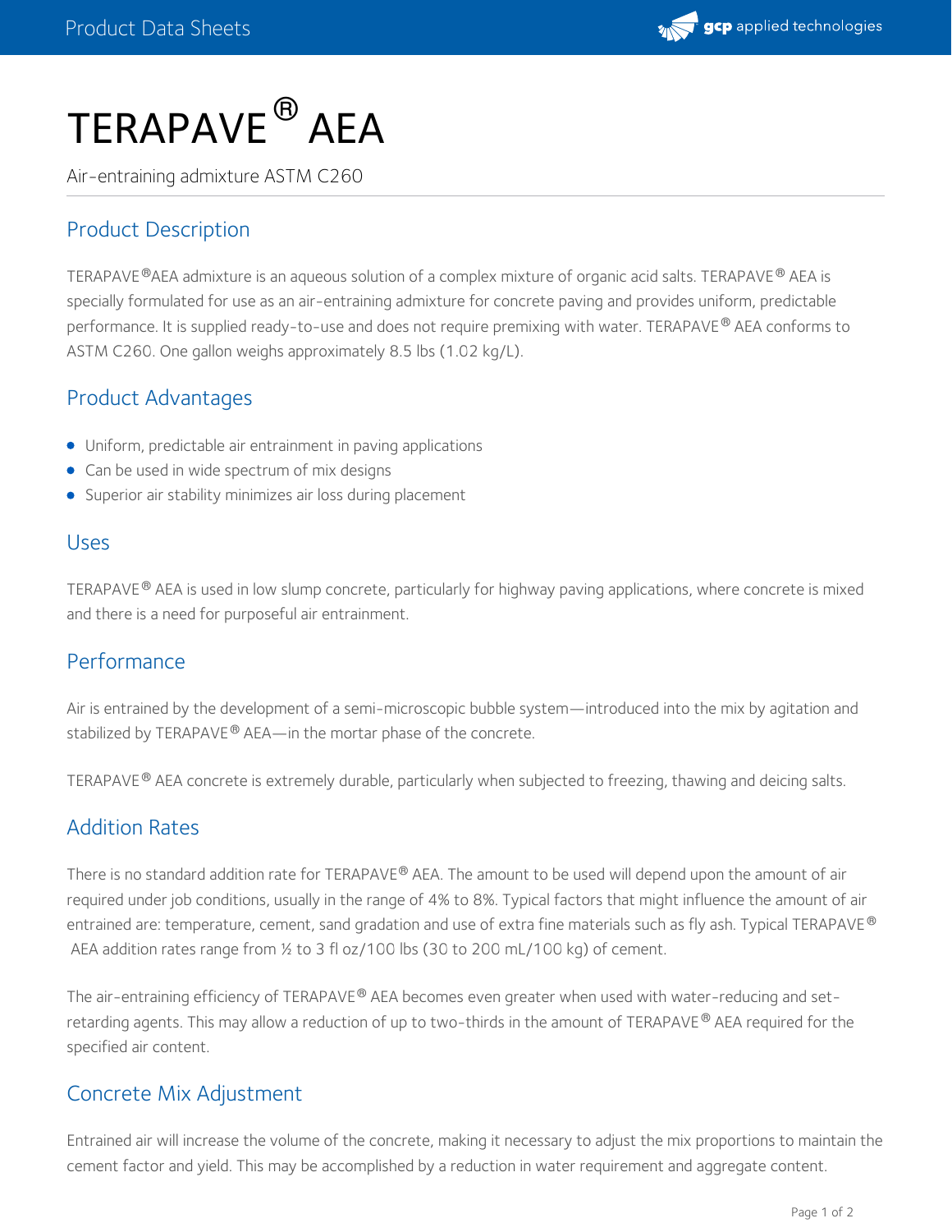# TERAPAVE® AEA

Air-entraining admixture ASTM C260

## Product Description

TERAPAVE®AEA admixture is an aqueous solution of a complex mixture of organic acid salts. TERAPAVE® AEA is specially formulated for use as an air-entraining admixture for concrete paving and provides uniform, predictable performance. It is supplied ready-to-use and does not require premixing with water. TERAPAVE® AEA conforms to ASTM C260. One gallon weighs approximately 8.5 lbs (1.02 kg/L).

## Product Advantages

- Uniform, predictable air entrainment in paving applications
- Can be used in wide spectrum of mix designs
- Superior air stability minimizes air loss during placement

## Uses

TERAPAVE® AEA is used in low slump concrete, particularly for highway paving applications, where concrete is mixed and there is a need for purposeful air entrainment.

## Performance

Air is entrained by the development of a semi-microscopic bubble system—introduced into the mix by agitation and stabilized by TERAPAVE® AEA—in the mortar phase of the concrete.

TERAPAVE® AEA concrete is extremely durable, particularly when subjected to freezing, thawing and deicing salts.

## Addition Rates

There is no standard addition rate for TERAPAVE® AEA. The amount to be used will depend upon the amount of air required under job conditions, usually in the range of 4% to 8%. Typical factors that might influence the amount of air entrained are: temperature, cement, sand gradation and use of extra fine materials such as fly ash. Typical TERAPAVE® AEA addition rates range from ½ to 3 fl oz/100 lbs (30 to 200 mL/100 kg) of cement.

The air-entraining efficiency of TERAPAVE® AEA becomes even greater when used with water-reducing and set-retarding agents. This may allow a reduction of up to two-thirds in the amount of TERAPAVE® AEA required for the specified air content.

## Concrete Mix Adjustment

Entrained air will increase the volume of the concrete, making it necessary to adjust the mix proportions to maintain the cement factor and yield. This may be accomplished by a reduction in water requirement and aggregate content.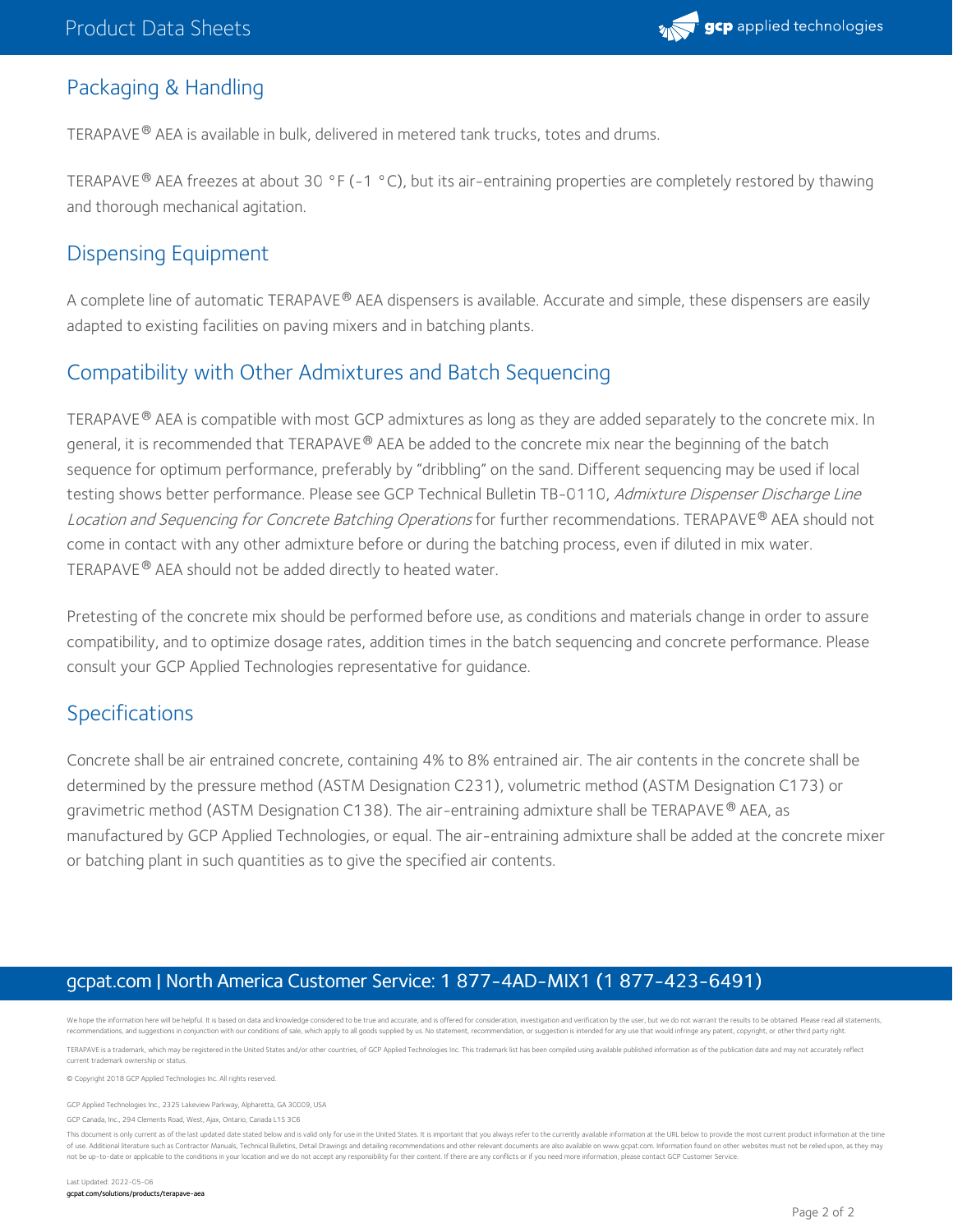## Packaging & Handling

TERAPAVE® AEA is available in bulk, delivered in metered tank trucks, totes and drums.

TERAPAVE® AEA freezes at about 30 °F (-1 °C), but its air-entraining properties are completely restored by thawing and thorough mechanical agitation.

## Dispensing Equipment

A complete line of automatic TERAPAVE® AEA dispensers is available. Accurate and simple, these dispensers are easily adapted to existing facilities on paving mixers and in batching plants.

## Compatibility with Other Admixtures and Batch Sequencing

TERAPAVE® AEA is compatible with most GCP admixtures as long as they are added separately to the concrete mix. In general, it is recommended that TERAPAVE® AEA be added to the concrete mix near the beginning of the batch sequence for optimum performance, preferably by "dribbling" on the sand. Different sequencing may be used if local testing shows better performance. Please see GCP Technical Bulletin TB-0110, *Admixture Dispenser Discharge Line Location and Sequencing for Concrete Batching Operations* for further recommendations. TERAPAVE® AEA should not come in contact with any other admixture before or during the batching process, even if diluted in mix water. TERAPAVE® AEA should not be added directly to heated water.

Pretesting of the concrete mix should be performed before use, as conditions and materials change in order to assure compatibility, and to optimize dosage rates, addition times in the batch sequencing and concrete performance. Please consult your GCP Applied Technologies representative for guidance.

## Specifications

Concrete shall be air entrained concrete, containing 4% to 8% entrained air. The air contents in the concrete shall be determined by the pressure method (ASTM Designation C231), volumetric method (ASTM Designation C173) or gravimetric method (ASTM Designation C138). The air-entraining admixture shall be TERAPAVE® AEA, as manufactured by GCP Applied Technologies, or equal. The air-entraining admixture shall be added at the concrete mixer or batching plant in such quantities as to give the specified air contents.

gcpat.com | North America Customer Service: 1 877-4AD-MIX1 (1 877-423-6491)

We hope the information here will be helpful. It is based on data and knowledge considered to be true and accurate, and is offered for consideration, investigation and verification by the user, but we do not warrant the results to be obtained. Please read all statements, recommendations, and suggestions in conjunction with our conditions of sale, which apply to all goods supplied by us. No statement, recommendation, or suggestion is intended for any use that would infringe any patent, copyright, or other third party right.

TERAPAVE is a trademark, which may be registered in the United States and/or other countries, of GCP Applied Technologies Inc. This trademark list has been compiled using available published information as of the publication date and may not accurately reflect current trademark ownership or status.

© Copyright 2018 GCP Applied Technologies Inc. All rights reserved.

GCP Applied Technologies Inc., 2325 Lakeview Parkway, Alpharetta, GA 30009, USA

GCP Canada, Inc., 294 Clements Road, West, Ajax, Ontario, Canada L1S 3C6

This document is only current as of the last updated date stated below and is valid only for use in the United States. It is important that you always refer to the currently available information at the URL below to provide the most current product information at the time of use. Additional literature such as Contractor Manuals, Technical Bulletins, Detail Drawings and detailing recommendations and other relevant documents are also available on www.gcpat.com. Information found on other websites must not be relied upon, as they may not be up-to-date or applicable to the conditions in your location and we do not accept any responsibility for their content. If there are any conflicts or if you need more information, please contact GCP Customer Service.

Last Updated: 2022-05-06

gcpat.com/solutions/products/terapave-aea